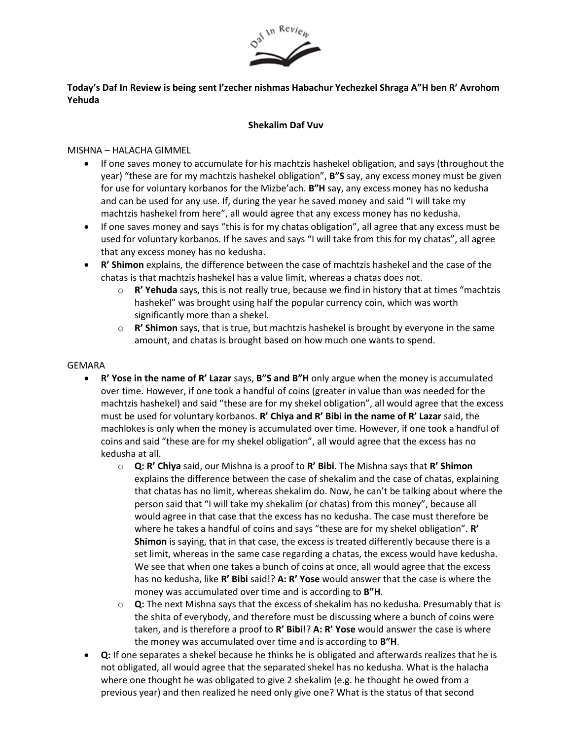**Today's Daf In Review is being sent l'zecher nishmas Habachur Yechezkel Shraga A"H ben R' Avrohom Yehuda**

**Shekalim Daf Vuv**

MISHNA – HALACHA GIMMEL

- If one saves money to accumulate for his machtzis hashekel obligation, and says (throughout the year) "these are for my machtzis hashekel obligation", **B"S** say, any excess money must be given for use for voluntary korbanos for the Mizbe'ach. **B"H** say, any excess money has no kedusha and can be used for any use. If, during the year he saved money and said "I will take my machtzis hashekel from here", all would agree that any excess money has no kedusha.
- If one saves money and says "this is for my chatas obligation", all agree that any excess must be used for voluntary korbanos. If he saves and says "I will take from this for my chatas", all agree that any excess money has no kedusha.
- **R' Shimon** explains, the difference between the case of machtzis hashekel and the case of the chatas is that machtzis hashekel has a value limit, whereas a chatas does not.
  - **R' Yehuda** says, this is not really true, because we find in history that at times "machtzis hashekel" was brought using half the popular currency coin, which was worth significantly more than a shekel.
  - **R' Shimon** says, that is true, but machtzis hashekel is brought by everyone in the same amount, and chatas is brought based on how much one wants to spend.

GEMARA

- **R' Yose in the name of R' Lazar** says, **B"S and B"H** only argue when the money is accumulated over time. However, if one took a handful of coins (greater in value than was needed for the machtzis hashekel) and said "these are for my shekel obligation", all would agree that the excess must be used for voluntary korbanos. **R' Chiya and R' Bibi in the name of R' Lazar** said, the machlokes is only when the money is accumulated over time. However, if one took a handful of coins and said "these are for my shekel obligation", all would agree that the excess has no kedusha at all.
  - **Q: R' Chiya** said, our Mishna is a proof to **R' Bibi**. The Mishna says that **R' Shimon** explains the difference between the case of shekalim and the case of chatas, explaining that chatas has no limit, whereas shekalim do. Now, he can't be talking about where the person said that "I will take my shekalim (or chatas) from this money", because all would agree in that case that the excess has no kedusha. The case must therefore be where he takes a handful of coins and says "these are for my shekel obligation". **R' Shimon** is saying, that in that case, the excess is treated differently because there is a set limit, whereas in the same case regarding a chatas, the excess would have kedusha. We see that when one takes a bunch of coins at once, all would agree that the excess has no kedusha, like **R' Bibi** said!? **A: R' Yose** would answer that the case is where the money was accumulated over time and is according to **B"H**.
  - **Q:** The next Mishna says that the excess of shekalim has no kedusha. Presumably that is the shita of everybody, and therefore must be discussing where a bunch of coins were taken, and is therefore a proof to **R' Bibi**!? **A: R' Yose** would answer the case is where the money was accumulated over time and is according to **B"H**.
- **Q:** If one separates a shekel because he thinks he is obligated and afterwards realizes that he is not obligated, all would agree that the separated shekel has no kedusha. What is the halacha where one thought he was obligated to give 2 shekalim (e.g. he thought he owed from a previous year) and then realized he need only give one? What is the status of that second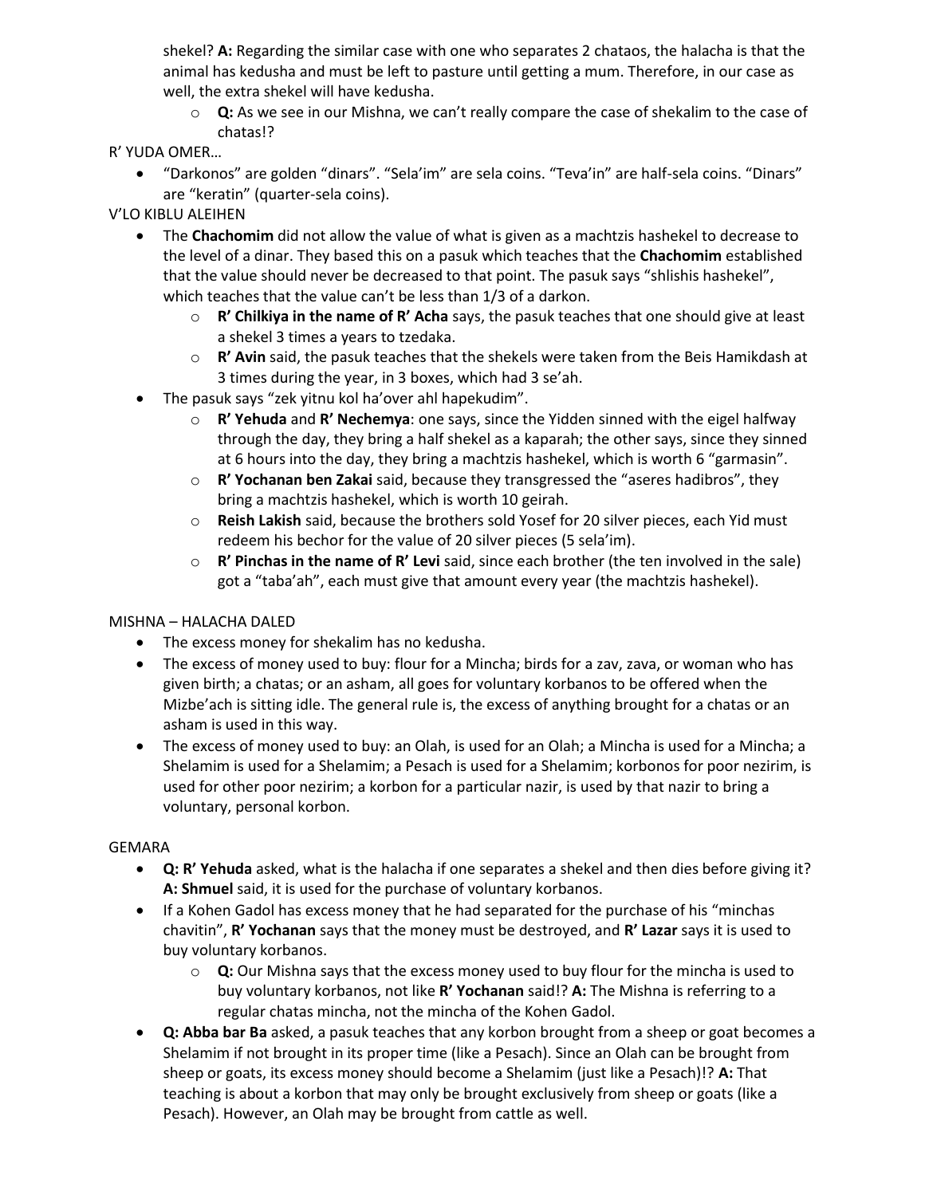shekel? **A:** Regarding the similar case with one who separates 2 chataos, the halacha is that the animal has kedusha and must be left to pasture until getting a mum. Therefore, in our case as well, the extra shekel will have kedusha.

  - **Q:** As we see in our Mishna, we can't really compare the case of shekalim to the case of chatas!?

R' YUDA OMER…

- "Darkonos" are golden "dinars". "Sela'im" are sela coins. "Teva'in" are half-sela coins. "Dinars" are "keratin" (quarter-sela coins).

V'LO KIBLU ALEIHEN

- The **Chachomim** did not allow the value of what is given as a machtzis hashekel to decrease to the level of a dinar. They based this on a pasuk which teaches that the **Chachomim** established that the value should never be decreased to that point. The pasuk says "shlishis hashekel", which teaches that the value can't be less than 1/3 of a darkon.
  - **R' Chilkiya in the name of R' Acha** says, the pasuk teaches that one should give at least a shekel 3 times a years to tzedaka.
  - **R' Avin** said, the pasuk teaches that the shekels were taken from the Beis Hamikdash at 3 times during the year, in 3 boxes, which had 3 se'ah.
- The pasuk says "zek yitnu kol ha'over ahl hapekudim".
  - **R' Yehuda** and **R' Nechemya**: one says, since the Yidden sinned with the eigel halfway through the day, they bring a half shekel as a kaparah; the other says, since they sinned at 6 hours into the day, they bring a machtzis hashekel, which is worth 6 "garmasin".
  - **R' Yochanan ben Zakai** said, because they transgressed the "aseres hadibros", they bring a machtzis hashekel, which is worth 10 geirah.
  - **Reish Lakish** said, because the brothers sold Yosef for 20 silver pieces, each Yid must redeem his bechor for the value of 20 silver pieces (5 sela'im).
  - **R' Pinchas in the name of R' Levi** said, since each brother (the ten involved in the sale) got a "taba'ah", each must give that amount every year (the machtzis hashekel).

MISHNA – HALACHA DALED

- The excess money for shekalim has no kedusha.
- The excess of money used to buy: flour for a Mincha; birds for a zav, zava, or woman who has given birth; a chatas; or an asham, all goes for voluntary korbanos to be offered when the Mizbe'ach is sitting idle. The general rule is, the excess of anything brought for a chatas or an asham is used in this way.
- The excess of money used to buy: an Olah, is used for an Olah; a Mincha is used for a Mincha; a Shelamim is used for a Shelamim; a Pesach is used for a Shelamim; korbonos for poor nezirim, is used for other poor nezirim; a korbon for a particular nazir, is used by that nazir to bring a voluntary, personal korbon.

GEMARA

- **Q: R' Yehuda** asked, what is the halacha if one separates a shekel and then dies before giving it? **A: Shmuel** said, it is used for the purchase of voluntary korbanos.
- If a Kohen Gadol has excess money that he had separated for the purchase of his "minchas chavitin", **R' Yochanan** says that the money must be destroyed, and **R' Lazar** says it is used to buy voluntary korbanos.
  - **Q:** Our Mishna says that the excess money used to buy flour for the mincha is used to buy voluntary korbanos, not like **R' Yochanan** said!? **A:** The Mishna is referring to a regular chatas mincha, not the mincha of the Kohen Gadol.
- **Q: Abba bar Ba** asked, a pasuk teaches that any korbon brought from a sheep or goat becomes a Shelamim if not brought in its proper time (like a Pesach). Since an Olah can be brought from sheep or goats, its excess money should become a Shelamim (just like a Pesach)!? **A:** That teaching is about a korbon that may only be brought exclusively from sheep or goats (like a Pesach). However, an Olah may be brought from cattle as well.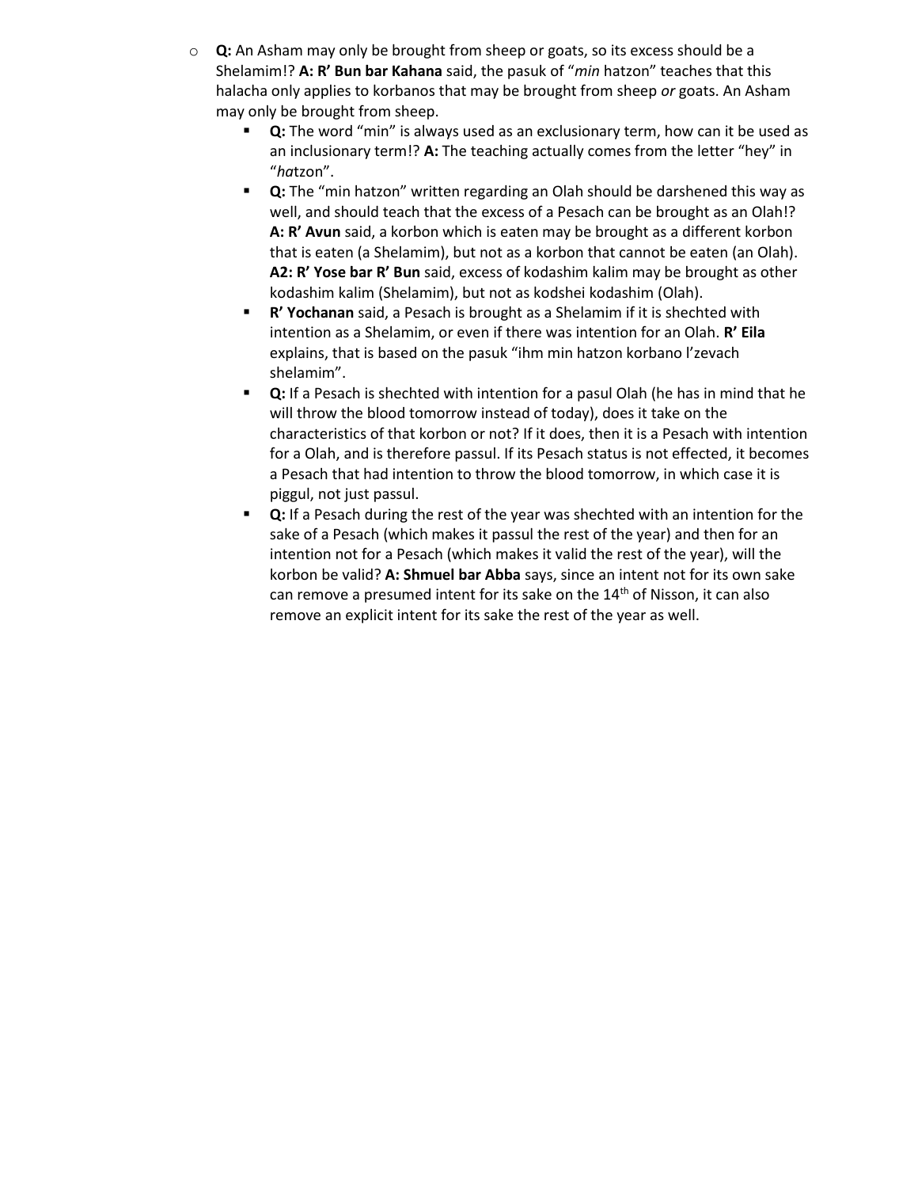- **Q:** An Asham may only be brought from sheep or goats, so its excess should be a Shelamim!? **A: R' Bun bar Kahana** said, the pasuk of "*min* hatzon" teaches that this halacha only applies to korbanos that may be brought from sheep *or* goats. An Asham may only be brought from sheep.
  - **Q:** The word "min" is always used as an exclusionary term, how can it be used as an inclusionary term!? **A:** The teaching actually comes from the letter "hey" in "*ha*tzon".
  - **Q:** The "min hatzon" written regarding an Olah should be darshened this way as well, and should teach that the excess of a Pesach can be brought as an Olah!? **A: R' Avun** said, a korbon which is eaten may be brought as a different korbon that is eaten (a Shelamim), but not as a korbon that cannot be eaten (an Olah). **A2: R' Yose bar R' Bun** said, excess of kodashim kalim may be brought as other kodashim kalim (Shelamim), but not as kodshei kodashim (Olah).
  - **R' Yochanan** said, a Pesach is brought as a Shelamim if it is shechted with intention as a Shelamim, or even if there was intention for an Olah. **R' Eila** explains, that is based on the pasuk "ihm min hatzon korbano l'zevach shelamim".
  - **Q:** If a Pesach is shechted with intention for a pasul Olah (he has in mind that he will throw the blood tomorrow instead of today), does it take on the characteristics of that korbon or not? If it does, then it is a Pesach with intention for a Olah, and is therefore passul. If its Pesach status is not effected, it becomes a Pesach that had intention to throw the blood tomorrow, in which case it is piggul, not just passul.
  - **Q:** If a Pesach during the rest of the year was shechted with an intention for the sake of a Pesach (which makes it passul the rest of the year) and then for an intention not for a Pesach (which makes it valid the rest of the year), will the korbon be valid? **A: Shmuel bar Abba** says, since an intent not for its own sake can remove a presumed intent for its sake on the 14th of Nisson, it can also remove an explicit intent for its sake the rest of the year as well.